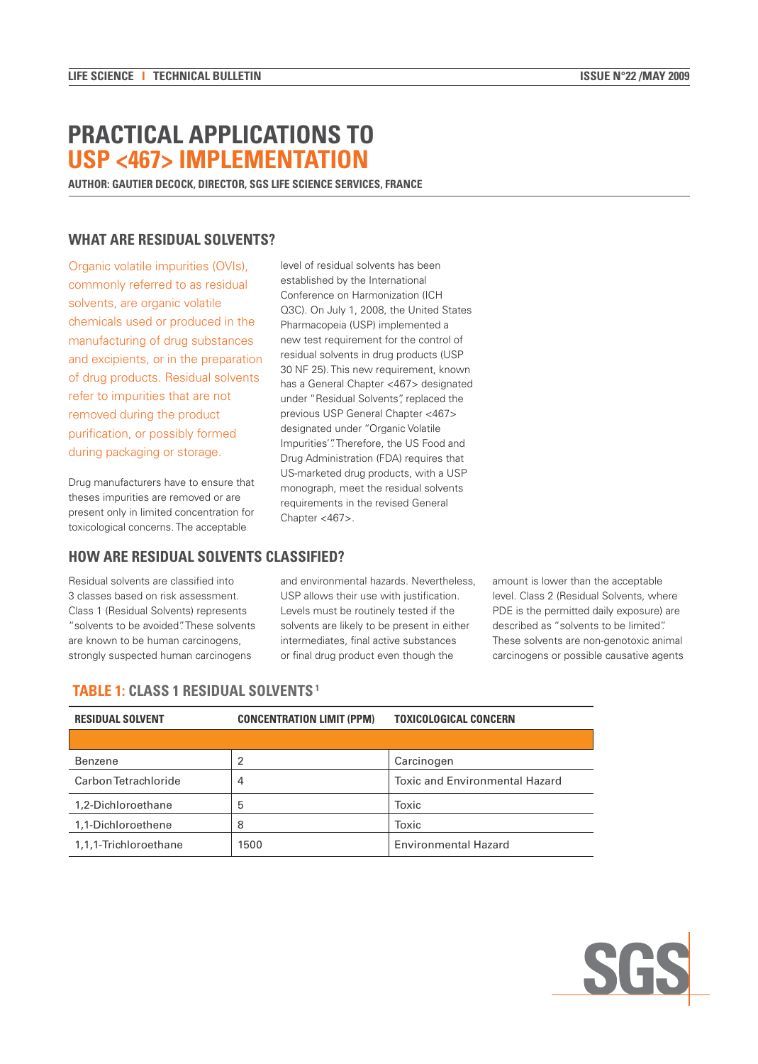# PRACTICAL APPLICATIONS TO USP <467> IMPLEMENTATION

**AUTHOR: GAUTIER DECOCK, DIRECTOR, SGS LIFE SCIENCE SERVICES, FRANCE**

## WHAT ARE RESIDUAL SOLVENTS?

Organic volatile impurities (OVIs), commonly referred to as residual solvents, are organic volatile chemicals used or produced in the manufacturing of drug substances and excipients, or in the preparation of drug products. Residual solvents refer to impurities that are not removed during the product purification, or possibly formed during packaging or storage.

Drug manufacturers have to ensure that theses impurities are removed or are present only in limited concentration for toxicological concerns. The acceptable level of residual solvents has been established by the International Conference on Harmonization (ICH Q3C). On July 1, 2008, the United States Pharmacopeia (USP) implemented a new test requirement for the control of residual solvents in drug products (USP 30 NF 25). This new requirement, known has a General Chapter <467> designated under "Residual Solvents", replaced the previous USP General Chapter <467> designated under "Organic Volatile Impurities". Therefore, the US Food and Drug Administration (FDA) requires that US-marketed drug products, with a USP monograph, meet the residual solvents requirements in the revised General Chapter <467>.

## HOW ARE RESIDUAL SOLVENTS CLASSIFIED?

Residual solvents are classified into 3 classes based on risk assessment. Class 1 (Residual Solvents) represents "solvents to be avoided". These solvents are known to be human carcinogens, strongly suspected human carcinogens and environmental hazards. Nevertheless, USP allows their use with justification. Levels must be routinely tested if the solvents are likely to be present in either intermediates, final active substances or final drug product even though the amount is lower than the acceptable level. Class 2 (Residual Solvents, where PDE is the permitted daily exposure) are described as "solvents to be limited". These solvents are non-genotoxic animal carcinogens or possible causative agents

### TABLE 1: CLASS 1 RESIDUAL SOLVENTS [1]

| RESIDUAL SOLVENT | CONCENTRATION LIMIT (PPM) | TOXICOLOGICAL CONCERN |
|---|---|---|
| Benzene | 2 | Carcinogen |
| Carbon Tetrachloride | 4 | Toxic and Environmental Hazard |
| 1,2-Dichloroethane | 5 | Toxic |
| 1,1-Dichloroethene | 8 | Toxic |
| 1,1,1-Trichloroethane | 1500 | Environmental Hazard |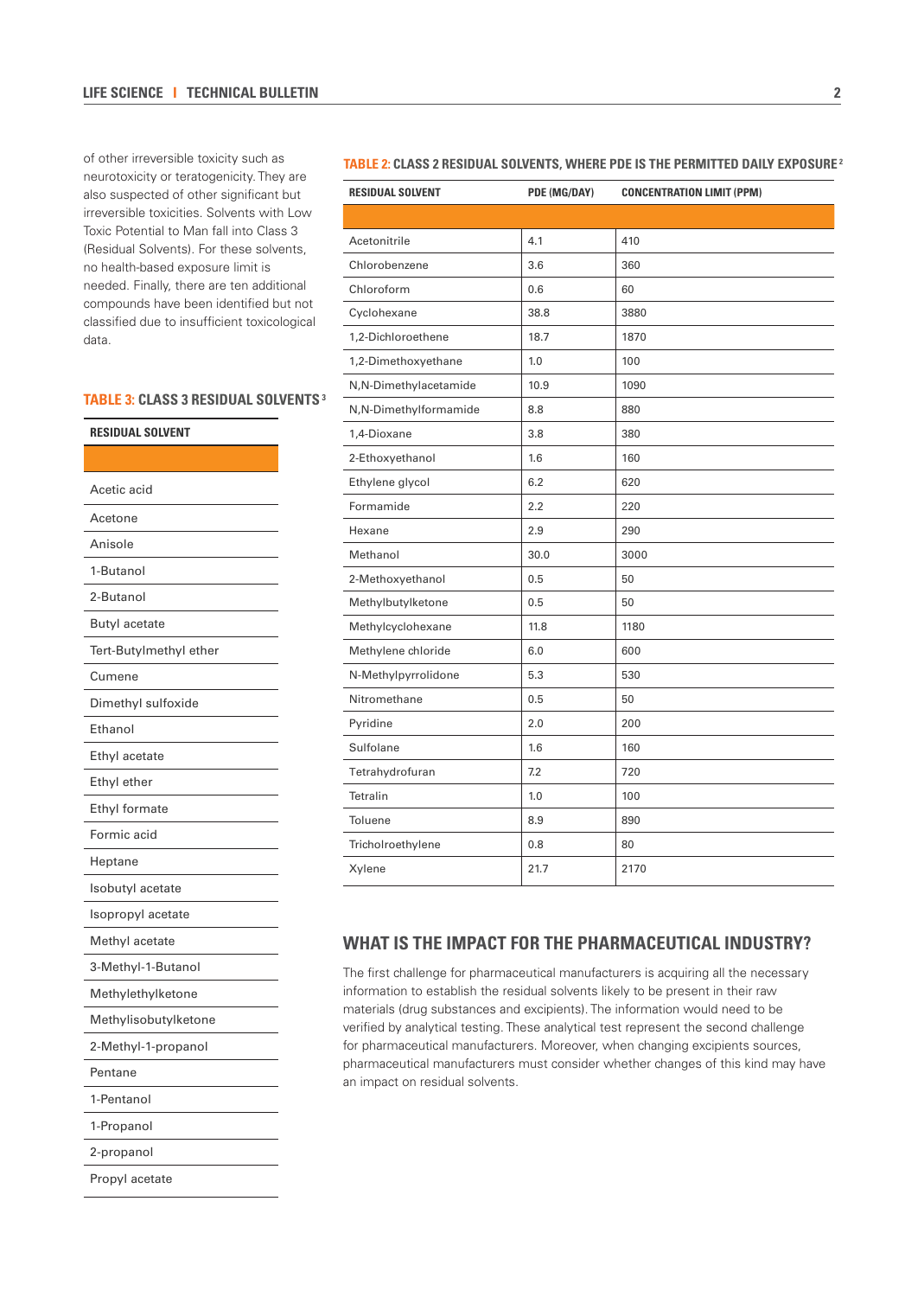of other irreversible toxicity such as neurotoxicity or teratogenicity. They are also suspected of other significant but irreversible toxicities. Solvents with Low Toxic Potential to Man fall into Class 3 (Residual Solvents). For these solvents, no health-based exposure limit is needed. Finally, there are ten additional compounds have been identified but not classified due to insufficient toxicological data.

**TABLE 3: CLASS 3 RESIDUAL SOLVENTS**[3]

| RESIDUAL SOLVENT |
| --- |
| Acetic acid |
| Acetone |
| Anisole |
| 1-Butanol |
| 2-Butanol |
| Butyl acetate |
| Tert-Butylmethyl ether |
| Cumene |
| Dimethyl sulfoxide |
| Ethanol |
| Ethyl acetate |
| Ethyl ether |
| Ethyl formate |
| Formic acid |
| Heptane |
| Isobutyl acetate |
| Isopropyl acetate |
| Methyl acetate |
| 3-Methyl-1-Butanol |
| Methylethylketone |
| Methylisobutylketone |
| 2-Methyl-1-propanol |
| Pentane |
| 1-Pentanol |
| 1-Propanol |
| 2-propanol |
| Propyl acetate |

**TABLE 2: CLASS 2 RESIDUAL SOLVENTS, WHERE PDE IS THE PERMITTED DAILY EXPOSURE**[2]

| RESIDUAL SOLVENT | PDE (MG/DAY) | CONCENTRATION LIMIT (PPM) |
| --- | --- | --- |
| Acetonitrile | 4.1 | 410 |
| Chlorobenzene | 3.6 | 360 |
| Chloroform | 0.6 | 60 |
| Cyclohexane | 38.8 | 3880 |
| 1,2-Dichloroethene | 18.7 | 1870 |
| 1,2-Dimethoxyethane | 1.0 | 100 |
| N,N-Dimethylacetamide | 10.9 | 1090 |
| N,N-Dimethylformamide | 8.8 | 880 |
| 1,4-Dioxane | 3.8 | 380 |
| 2-Ethoxyethanol | 1.6 | 160 |
| Ethylene glycol | 6.2 | 620 |
| Formamide | 2.2 | 220 |
| Hexane | 2.9 | 290 |
| Methanol | 30.0 | 3000 |
| 2-Methoxyethanol | 0.5 | 50 |
| Methylbutylketone | 0.5 | 50 |
| Methylcyclohexane | 11.8 | 1180 |
| Methylene chloride | 6.0 | 600 |
| N-Methylpyrrolidone | 5.3 | 530 |
| Nitromethane | 0.5 | 50 |
| Pyridine | 2.0 | 200 |
| Sulfolane | 1.6 | 160 |
| Tetrahydrofuran | 7.2 | 720 |
| Tetralin | 1.0 | 100 |
| Toluene | 8.9 | 890 |
| Tricholroethylene | 0.8 | 80 |
| Xylene | 21.7 | 2170 |

## WHAT IS THE IMPACT FOR THE PHARMACEUTICAL INDUSTRY?

The first challenge for pharmaceutical manufacturers is acquiring all the necessary information to establish the residual solvents likely to be present in their raw materials (drug substances and excipients). The information would need to be verified by analytical testing. These analytical test represent the second challenge for pharmaceutical manufacturers. Moreover, when changing excipients sources, pharmaceutical manufacturers must consider whether changes of this kind may have an impact on residual solvents.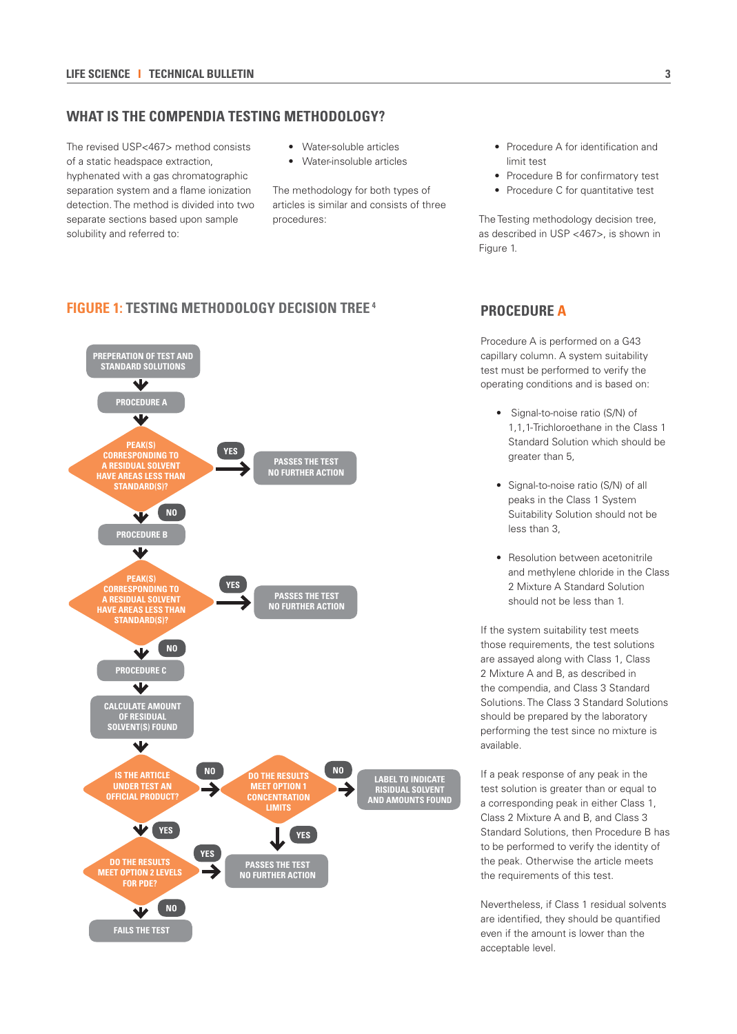## WHAT IS THE COMPENDIA TESTING METHODOLOGY?

The revised USP<467> method consists of a static headspace extraction, hyphenated with a gas chromatographic separation system and a flame ionization detection. The method is divided into two separate sections based upon sample solubility and referred to:

- Water-soluble articles
- Water-insoluble articles

The methodology for both types of articles is similar and consists of three procedures:

- Procedure A for identification and limit test
- Procedure B for confirmatory test
- Procedure C for quantitative test

The Testing methodology decision tree, as described in USP <467>, is shown in Figure 1.

### FIGURE 1: TESTING METHODOLOGY DECISION TREE[4]

- PREPERATION OF TEST AND STANDARD SOLUTIONS
- PROCEDURE A
- PEAK(S) CORRESPONDING TO A RESIDUAL SOLVENT HAVE AREAS LESS THAN STANDARD(S)?
  - YES → PASSES THE TEST NO FURTHER ACTION
  - NO → PROCEDURE B
- PEAK(S) CORRESPONDING TO A RESIDUAL SOLVENT HAVE AREAS LESS THAN STANDARD(S)?
  - YES → PASSES THE TEST NO FURTHER ACTION
  - NO → PROCEDURE C
- CALCULATE AMOUNT OF RESIDUAL SOLVENT(S) FOUND
- IS THE ARTICLE UNDER TEST AN OFFICIAL PRODUCT?
  - NO → DO THE RESULTS MEET OPTION 1 CONCENTRATION LIMITS?
    - YES → PASSES THE TEST NO FURTHER ACTION
    - NO → LABEL TO INDICATE RISIDUAL SOLVENT AND AMOUNTS FOUND
  - YES → DO THE RESULTS MEET OPTION 2 LEVELS FOR PDE?
    - YES → PASSES THE TEST NO FURTHER ACTION
    - NO → FAILS THE TEST

## PROCEDURE A

Procedure A is performed on a G43 capillary column. A system suitability test must be performed to verify the operating conditions and is based on:

- Signal-to-noise ratio (S/N) of 1,1,1-Trichloroethane in the Class 1 Standard Solution which should be greater than 5,
- Signal-to-noise ratio (S/N) of all peaks in the Class 1 System Suitability Solution should not be less than 3,
- Resolution between acetonitrile and methylene chloride in the Class 2 Mixture A Standard Solution should not be less than 1.

If the system suitability test meets those requirements, the test solutions are assayed along with Class 1, Class 2 Mixture A and B, as described in the compendia, and Class 3 Standard Solutions. The Class 3 Standard Solutions should be prepared by the laboratory performing the test since no mixture is available.

If a peak response of any peak in the test solution is greater than or equal to a corresponding peak in either Class 1, Class 2 Mixture A and B, and Class 3 Standard Solutions, then Procedure B has to be performed to verify the identity of the peak. Otherwise the article meets the requirements of this test.

Nevertheless, if Class 1 residual solvents are identified, they should be quantified even if the amount is lower than the acceptable level.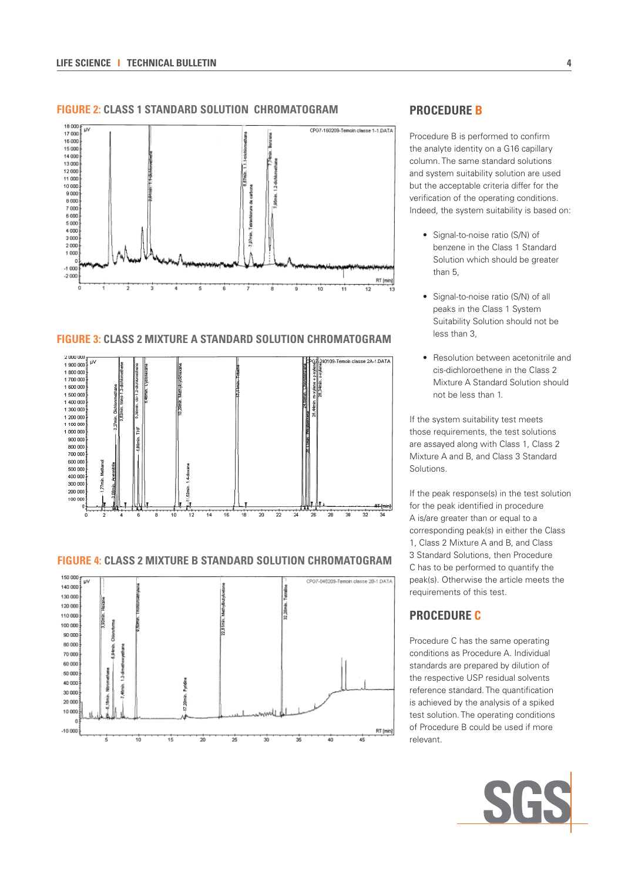**FIGURE 2:** CLASS 1 STANDARD SOLUTION CHROMATOGRAM

**FIGURE 3:** CLASS 2 MIXTURE A STANDARD SOLUTION CHROMATOGRAM

**FIGURE 4:** CLASS 2 MIXTURE B STANDARD SOLUTION CHROMATOGRAM

## PROCEDURE B

Procedure B is performed to confirm the analyte identity on a G16 capillary column. The same standard solutions and system suitability solution are used but the acceptable criteria differ for the verification of the operating conditions. Indeed, the system suitability is based on:

- Signal-to-noise ratio (S/N) of benzene in the Class 1 Standard Solution which should be greater than 5,
- Signal-to-noise ratio (S/N) of all peaks in the Class 1 System Suitability Solution should not be less than 3,
- Resolution between acetonitrile and cis-dichloroethene in the Class 2 Mixture A Standard Solution should not be less than 1.

If the system suitability test meets those requirements, the test solutions are assayed along with Class 1, Class 2 Mixture A and B, and Class 3 Standard Solutions.

If the peak response(s) in the test solution for the peak identified in procedure A is/are greater than or equal to a corresponding peak(s) in either the Class 1, Class 2 Mixture A and B, and Class 3 Standard Solutions, then Procedure C has to be performed to quantify the peak(s). Otherwise the article meets the requirements of this test.

## PROCEDURE C

Procedure C has the same operating conditions as Procedure A. Individual standards are prepared by dilution of the respective USP residual solvents reference standard. The quantification is achieved by the analysis of a spiked test solution. The operating conditions of Procedure B could be used if more relevant.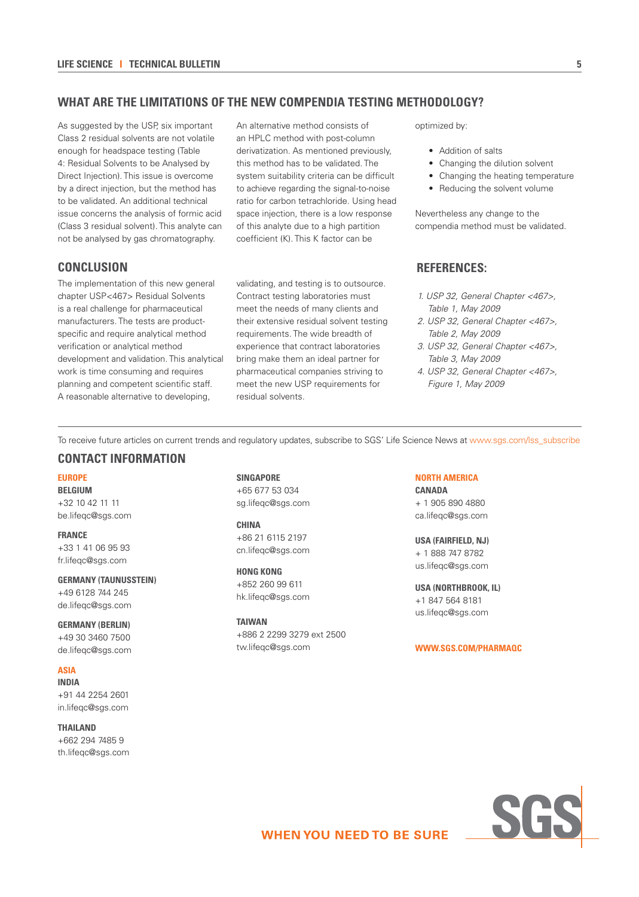## WHAT ARE THE LIMITATIONS OF THE NEW COMPENDIA TESTING METHODOLOGY?

As suggested by the USP, six important Class 2 residual solvents are not volatile enough for headspace testing (Table 4: Residual Solvents to be Analysed by Direct Injection). This issue is overcome by a direct injection, but the method has to be validated. An additional technical issue concerns the analysis of formic acid (Class 3 residual solvent). This analyte can not be analysed by gas chromatography.

An alternative method consists of an HPLC method with post-column derivatization. As mentioned previously, this method has to be validated. The system suitability criteria can be difficult to achieve regarding the signal-to-noise ratio for carbon tetrachloride. Using head space injection, there is a low response of this analyte due to a high partition coefficient (K). This K factor can be optimized by:

- Addition of salts
- Changing the dilution solvent
- Changing the heating temperature
- Reducing the solvent volume

Nevertheless any change to the compendia method must be validated.

## CONCLUSION

The implementation of this new general chapter USP<467> Residual Solvents is a real challenge for pharmaceutical manufacturers. The tests are product-specific and require analytical method verification or analytical method development and validation. This analytical work is time consuming and requires planning and competent scientific staff. A reasonable alternative to developing, validating, and testing is to outsource. Contract testing laboratories must meet the needs of many clients and their extensive residual solvent testing requirements. The wide breadth of experience that contract laboratories bring make them an ideal partner for pharmaceutical companies striving to meet the new USP requirements for residual solvents.

## REFERENCES:

1. *USP 32, General Chapter <467>, Table 1, May 2009*
2. *USP 32, General Chapter <467>, Table 2, May 2009*
3. *USP 32, General Chapter <467>, Table 3, May 2009*
4. *USP 32, General Chapter <467>, Figure 1, May 2009*

To receive future articles on current trends and regulatory updates, subscribe to SGS' Life Science News at www.sgs.com/lss_subscribe

## CONTACT INFORMATION

**EUROPE**

**BELGIUM**
+32 10 42 11 11
be.lifeqc@sgs.com

**FRANCE**
+33 1 41 06 95 93
fr.lifeqc@sgs.com

**GERMANY (TAUNUSSTEIN)**
+49 6128 744 245
de.lifeqc@sgs.com

**GERMANY (BERLIN)**
+49 30 3460 7500
de.lifeqc@sgs.com

**ASIA**

**INDIA**
+91 44 2254 2601
in.lifeqc@sgs.com

**THAILAND**
+662 294 7485 9
th.lifeqc@sgs.com

**SINGAPORE**
+65 677 53 034
sg.lifeqc@sgs.com

**CHINA**
+86 21 6115 2197
cn.lifeqc@sgs.com

**HONG KONG**
+852 260 99 611
hk.lifeqc@sgs.com

**TAIWAN**
+886 2 2299 3279 ext 2500
tw.lifeqc@sgs.com

**NORTH AMERICA**

**CANADA**
+ 1 905 890 4880
ca.lifeqc@sgs.com

**USA (FAIRFIELD, NJ)**
+ 1 888 747 8782
us.lifeqc@sgs.com

**USA (NORTHBROOK, IL)**
+1 847 564 8181
us.lifeqc@sgs.com

**WWW.SGS.COM/PHARMAQC**

WHEN YOU NEED TO BE SURE

SGS